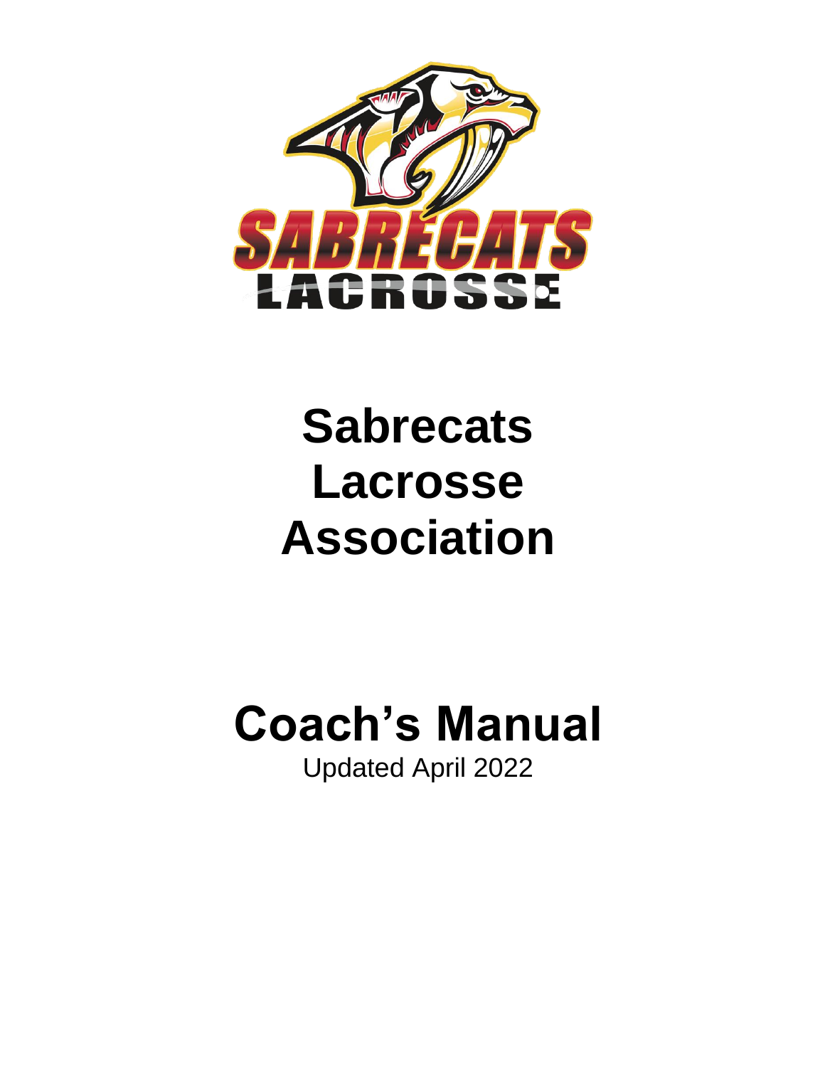# Sabrecats Lacrosse Association

# Coach's Manual

Updated April 2022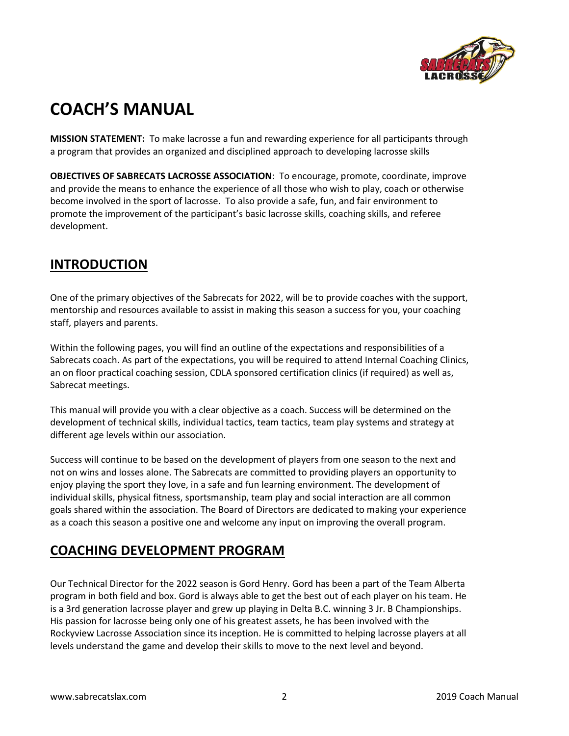# COACH'S MANUAL

**MISSION STATEMENT:** To make lacrosse a fun and rewarding experience for all participants through a program that provides an organized and disciplined approach to developing lacrosse skills

**OBJECTIVES OF SABRECATS LACROSSE ASSOCIATION**: To encourage, promote, coordinate, improve and provide the means to enhance the experience of all those who wish to play, coach or otherwise become involved in the sport of lacrosse. To also provide a safe, fun, and fair environment to promote the improvement of the participant's basic lacrosse skills, coaching skills, and referee development.

## INTRODUCTION

One of the primary objectives of the Sabrecats for 2022, will be to provide coaches with the support, mentorship and resources available to assist in making this season a success for you, your coaching staff, players and parents.

Within the following pages, you will find an outline of the expectations and responsibilities of a Sabrecats coach. As part of the expectations, you will be required to attend Internal Coaching Clinics, an on floor practical coaching session, CDLA sponsored certification clinics (if required) as well as, Sabrecat meetings.

This manual will provide you with a clear objective as a coach. Success will be determined on the development of technical skills, individual tactics, team tactics, team play systems and strategy at different age levels within our association.

Success will continue to be based on the development of players from one season to the next and not on wins and losses alone. The Sabrecats are committed to providing players an opportunity to enjoy playing the sport they love, in a safe and fun learning environment. The development of individual skills, physical fitness, sportsmanship, team play and social interaction are all common goals shared within the association. The Board of Directors are dedicated to making your experience as a coach this season a positive one and welcome any input on improving the overall program.

## COACHING DEVELOPMENT PROGRAM

Our Technical Director for the 2022 season is Gord Henry. Gord has been a part of the Team Alberta program in both field and box. Gord is always able to get the best out of each player on his team. He is a 3rd generation lacrosse player and grew up playing in Delta B.C. winning 3 Jr. B Championships. His passion for lacrosse being only one of his greatest assets, he has been involved with the Rockyview Lacrosse Association since its inception. He is committed to helping lacrosse players at all levels understand the game and develop their skills to move to the next level and beyond.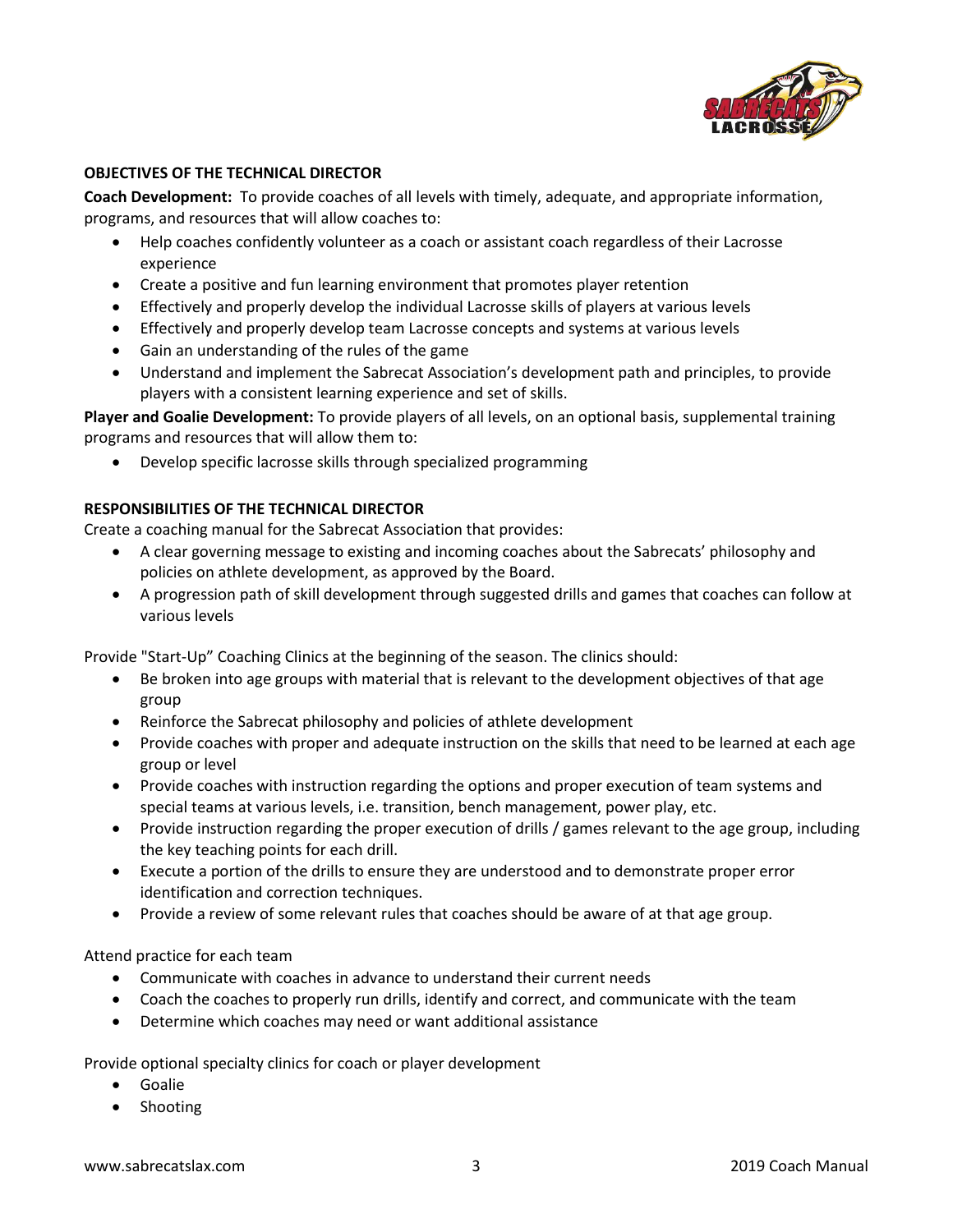## OBJECTIVES OF THE TECHNICAL DIRECTOR

**Coach Development:** To provide coaches of all levels with timely, adequate, and appropriate information, programs, and resources that will allow coaches to:

- Help coaches confidently volunteer as a coach or assistant coach regardless of their Lacrosse experience
- Create a positive and fun learning environment that promotes player retention
- Effectively and properly develop the individual Lacrosse skills of players at various levels
- Effectively and properly develop team Lacrosse concepts and systems at various levels
- Gain an understanding of the rules of the game
- Understand and implement the Sabrecat Association's development path and principles, to provide players with a consistent learning experience and set of skills.

**Player and Goalie Development:** To provide players of all levels, on an optional basis, supplemental training programs and resources that will allow them to:

- Develop specific lacrosse skills through specialized programming

## RESPONSIBILITIES OF THE TECHNICAL DIRECTOR

Create a coaching manual for the Sabrecat Association that provides:

- A clear governing message to existing and incoming coaches about the Sabrecats' philosophy and policies on athlete development, as approved by the Board.
- A progression path of skill development through suggested drills and games that coaches can follow at various levels

Provide "Start-Up" Coaching Clinics at the beginning of the season. The clinics should:

- Be broken into age groups with material that is relevant to the development objectives of that age group
- Reinforce the Sabrecat philosophy and policies of athlete development
- Provide coaches with proper and adequate instruction on the skills that need to be learned at each age group or level
- Provide coaches with instruction regarding the options and proper execution of team systems and special teams at various levels, i.e. transition, bench management, power play, etc.
- Provide instruction regarding the proper execution of drills / games relevant to the age group, including the key teaching points for each drill.
- Execute a portion of the drills to ensure they are understood and to demonstrate proper error identification and correction techniques.
- Provide a review of some relevant rules that coaches should be aware of at that age group.

Attend practice for each team

- Communicate with coaches in advance to understand their current needs
- Coach the coaches to properly run drills, identify and correct, and communicate with the team
- Determine which coaches may need or want additional assistance

Provide optional specialty clinics for coach or player development

- Goalie
- Shooting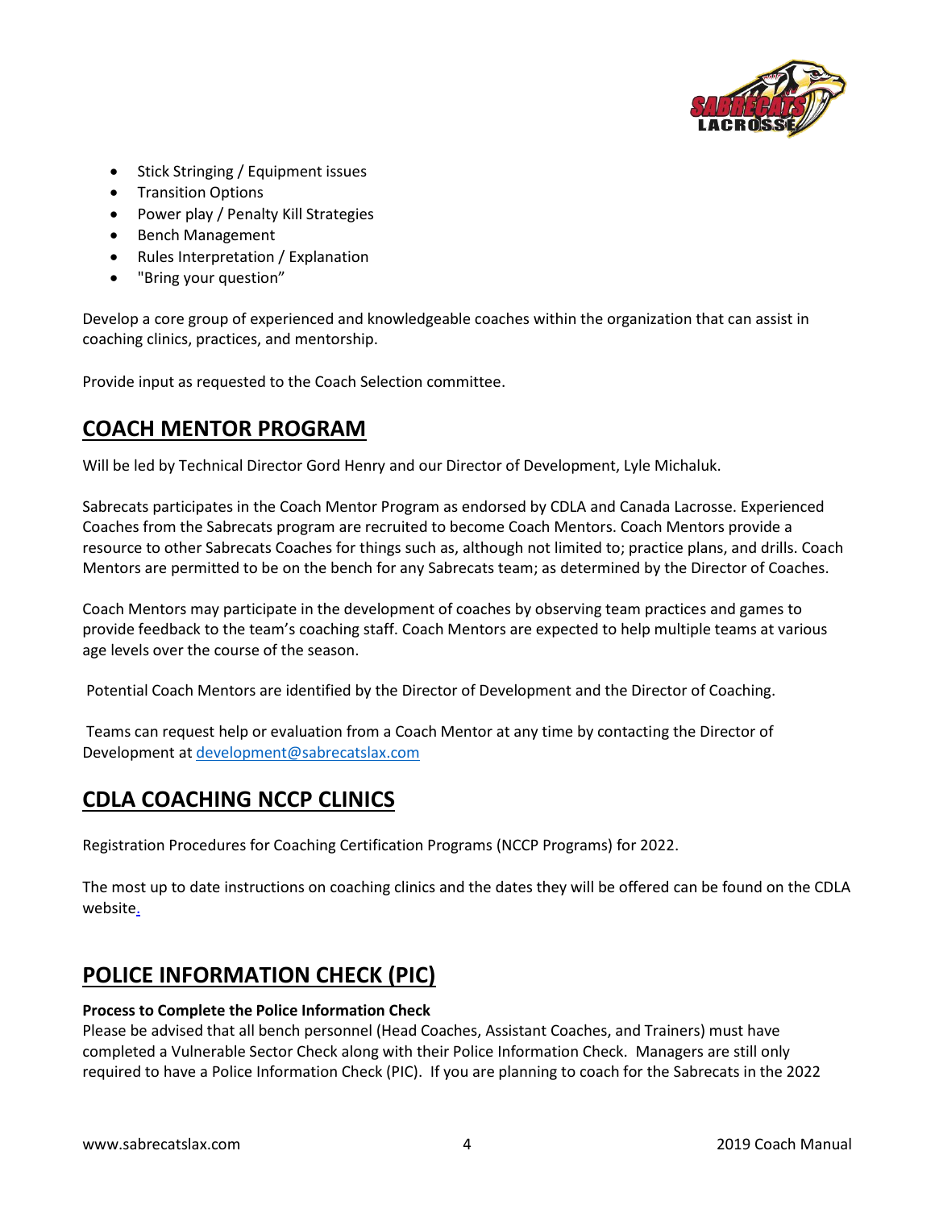- Stick Stringing / Equipment issues
- Transition Options
- Power play / Penalty Kill Strategies
- Bench Management
- Rules Interpretation / Explanation
- "Bring your question"

Develop a core group of experienced and knowledgeable coaches within the organization that can assist in coaching clinics, practices, and mentorship.

Provide input as requested to the Coach Selection committee.

## COACH MENTOR PROGRAM

Will be led by Technical Director Gord Henry and our Director of Development, Lyle Michaluk.

Sabrecats participates in the Coach Mentor Program as endorsed by CDLA and Canada Lacrosse. Experienced Coaches from the Sabrecats program are recruited to become Coach Mentors. Coach Mentors provide a resource to other Sabrecats Coaches for things such as, although not limited to; practice plans, and drills. Coach Mentors are permitted to be on the bench for any Sabrecats team; as determined by the Director of Coaches.

Coach Mentors may participate in the development of coaches by observing team practices and games to provide feedback to the team's coaching staff. Coach Mentors are expected to help multiple teams at various age levels over the course of the season.

Potential Coach Mentors are identified by the Director of Development and the Director of Coaching.

Teams can request help or evaluation from a Coach Mentor at any time by contacting the Director of Development at development@sabrecatslax.com

## CDLA COACHING NCCP CLINICS

Registration Procedures for Coaching Certification Programs (NCCP Programs) for 2022.

The most up to date instructions on coaching clinics and the dates they will be offered can be found on the CDLA website.

## POLICE INFORMATION CHECK (PIC)

**Process to Complete the Police Information Check**

Please be advised that all bench personnel (Head Coaches, Assistant Coaches, and Trainers) must have completed a Vulnerable Sector Check along with their Police Information Check. Managers are still only required to have a Police Information Check (PIC). If you are planning to coach for the Sabrecats in the 2022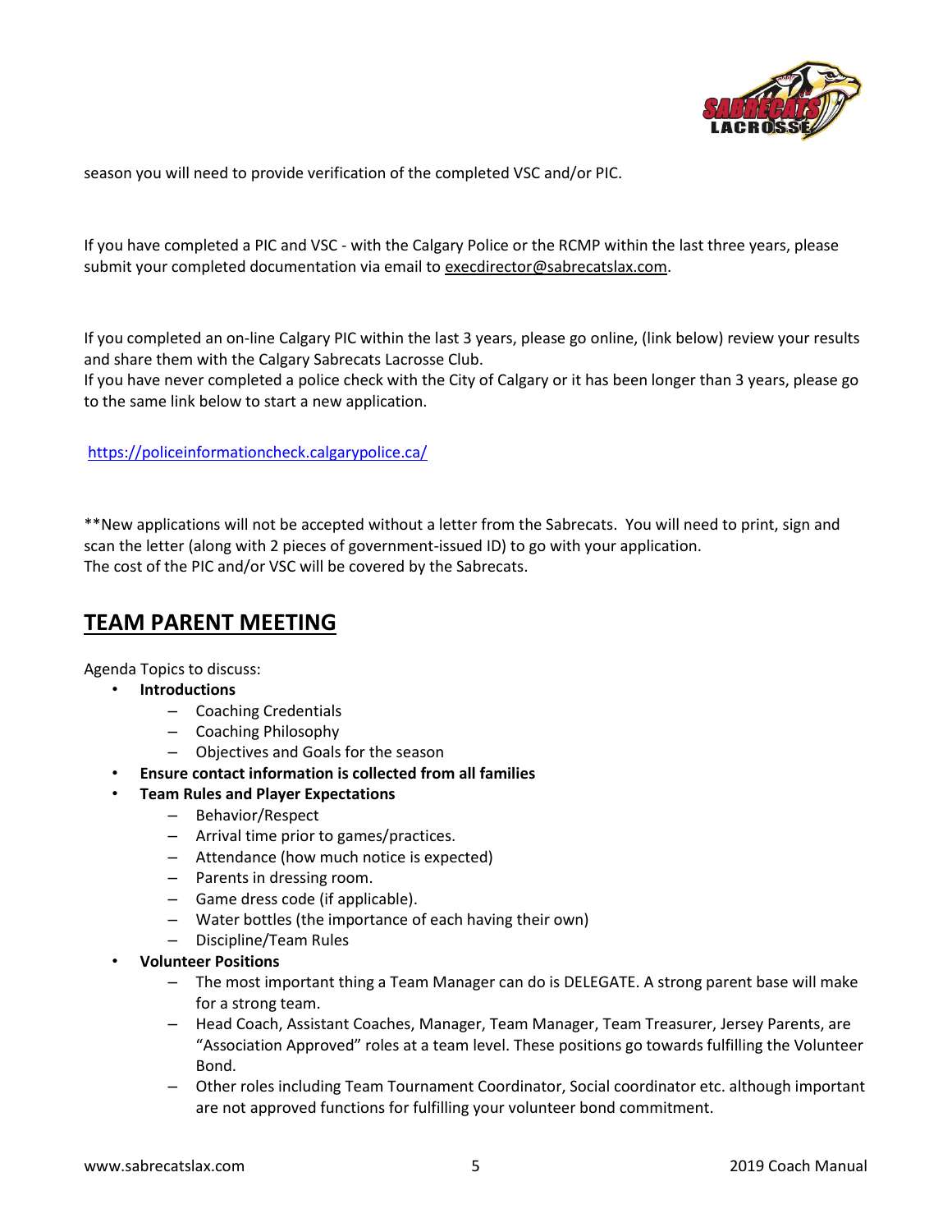season you will need to provide verification of the completed VSC and/or PIC.

If you have completed a PIC and VSC - with the Calgary Police or the RCMP within the last three years, please submit your completed documentation via email to execdirector@sabrecatslax.com.

If you completed an on-line Calgary PIC within the last 3 years, please go online, (link below) review your results and share them with the Calgary Sabrecats Lacrosse Club.
If you have never completed a police check with the City of Calgary or it has been longer than 3 years, please go to the same link below to start a new application.

https://policeinformationcheck.calgarypolice.ca/

**New applications will not be accepted without a letter from the Sabrecats. You will need to print, sign and scan the letter (along with 2 pieces of government-issued ID) to go with your application.
The cost of the PIC and/or VSC will be covered by the Sabrecats.

## TEAM PARENT MEETING

Agenda Topics to discuss:

- **Introductions**
  - Coaching Credentials
  - Coaching Philosophy
  - Objectives and Goals for the season
- **Ensure contact information is collected from all families**
- **Team Rules and Player Expectations**
  - Behavior/Respect
  - Arrival time prior to games/practices.
  - Attendance (how much notice is expected)
  - Parents in dressing room.
  - Game dress code (if applicable).
  - Water bottles (the importance of each having their own)
  - Discipline/Team Rules
- **Volunteer Positions**
  - The most important thing a Team Manager can do is DELEGATE. A strong parent base will make for a strong team.
  - Head Coach, Assistant Coaches, Manager, Team Manager, Team Treasurer, Jersey Parents, are "Association Approved" roles at a team level. These positions go towards fulfilling the Volunteer Bond.
  - Other roles including Team Tournament Coordinator, Social coordinator etc. although important are not approved functions for fulfilling your volunteer bond commitment.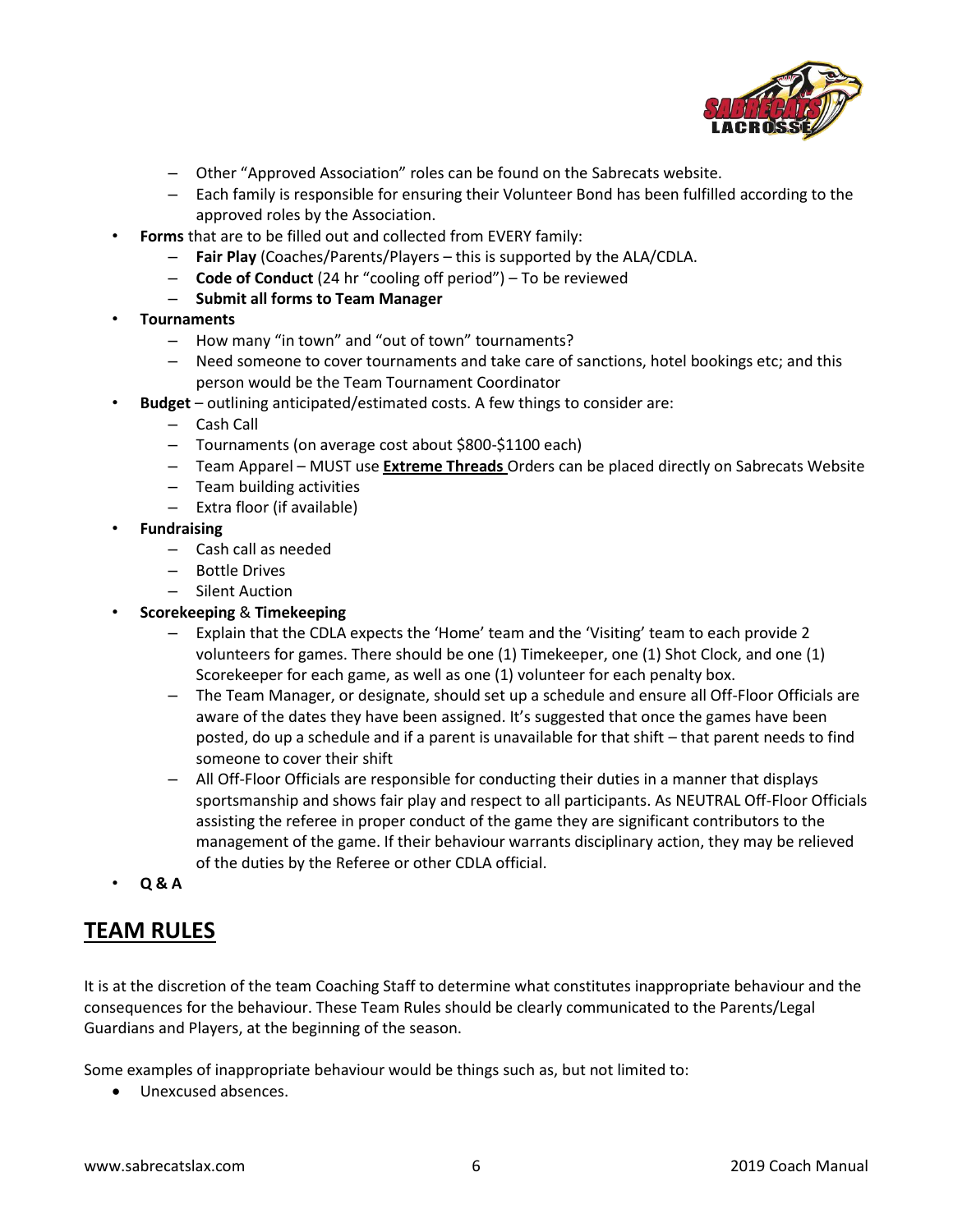- Other "Approved Association" roles can be found on the Sabrecats website.
  - Each family is responsible for ensuring their Volunteer Bond has been fulfilled according to the approved roles by the Association.
- **Forms** that are to be filled out and collected from EVERY family:
  - **Fair Play** (Coaches/Parents/Players – this is supported by the ALA/CDLA.
  - **Code of Conduct** (24 hr "cooling off period") – To be reviewed
  - **Submit all forms to Team Manager**
- **Tournaments**
  - How many "in town" and "out of town" tournaments?
  - Need someone to cover tournaments and take care of sanctions, hotel bookings etc; and this person would be the Team Tournament Coordinator
- **Budget** – outlining anticipated/estimated costs. A few things to consider are:
  - Cash Call
  - Tournaments (on average cost about $800-$1100 each)
  - Team Apparel – MUST use **Extreme Threads** Orders can be placed directly on Sabrecats Website
  - Team building activities
  - Extra floor (if available)
- **Fundraising**
  - Cash call as needed
  - Bottle Drives
  - Silent Auction
- **Scorekeeping** & **Timekeeping**
  - Explain that the CDLA expects the 'Home' team and the 'Visiting' team to each provide 2 volunteers for games. There should be one (1) Timekeeper, one (1) Shot Clock, and one (1) Scorekeeper for each game, as well as one (1) volunteer for each penalty box.
  - The Team Manager, or designate, should set up a schedule and ensure all Off-Floor Officials are aware of the dates they have been assigned. It's suggested that once the games have been posted, do up a schedule and if a parent is unavailable for that shift – that parent needs to find someone to cover their shift
  - All Off-Floor Officials are responsible for conducting their duties in a manner that displays sportsmanship and shows fair play and respect to all participants. As NEUTRAL Off-Floor Officials assisting the referee in proper conduct of the game they are significant contributors to the management of the game. If their behaviour warrants disciplinary action, they may be relieved of the duties by the Referee or other CDLA official.
- **Q & A**

## TEAM RULES

It is at the discretion of the team Coaching Staff to determine what constitutes inappropriate behaviour and the consequences for the behaviour. These Team Rules should be clearly communicated to the Parents/Legal Guardians and Players, at the beginning of the season.

Some examples of inappropriate behaviour would be things such as, but not limited to:

- Unexcused absences.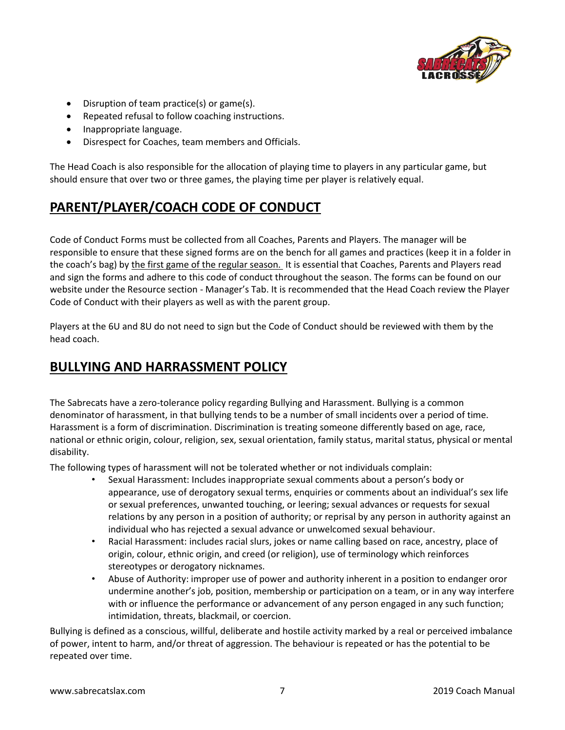- Disruption of team practice(s) or game(s).
- Repeated refusal to follow coaching instructions.
- Inappropriate language.
- Disrespect for Coaches, team members and Officials.

The Head Coach is also responsible for the allocation of playing time to players in any particular game, but should ensure that over two or three games, the playing time per player is relatively equal.

## PARENT/PLAYER/COACH CODE OF CONDUCT

Code of Conduct Forms must be collected from all Coaches, Parents and Players. The manager will be responsible to ensure that these signed forms are on the bench for all games and practices (keep it in a folder in the coach's bag) by the first game of the regular season. It is essential that Coaches, Parents and Players read and sign the forms and adhere to this code of conduct throughout the season. The forms can be found on our website under the Resource section - Manager's Tab. It is recommended that the Head Coach review the Player Code of Conduct with their players as well as with the parent group.

Players at the 6U and 8U do not need to sign but the Code of Conduct should be reviewed with them by the head coach.

## BULLYING AND HARRASSMENT POLICY

The Sabrecats have a zero-tolerance policy regarding Bullying and Harassment. Bullying is a common denominator of harassment, in that bullying tends to be a number of small incidents over a period of time. Harassment is a form of discrimination. Discrimination is treating someone differently based on age, race, national or ethnic origin, colour, religion, sex, sexual orientation, family status, marital status, physical or mental disability.

The following types of harassment will not be tolerated whether or not individuals complain:

- Sexual Harassment: Includes inappropriate sexual comments about a person's body or appearance, use of derogatory sexual terms, enquiries or comments about an individual's sex life or sexual preferences, unwanted touching, or leering; sexual advances or requests for sexual relations by any person in a position of authority; or reprisal by any person in authority against an individual who has rejected a sexual advance or unwelcomed sexual behaviour.
- Racial Harassment: includes racial slurs, jokes or name calling based on race, ancestry, place of origin, colour, ethnic origin, and creed (or religion), use of terminology which reinforces stereotypes or derogatory nicknames.
- Abuse of Authority: improper use of power and authority inherent in a position to endanger oror undermine another's job, position, membership or participation on a team, or in any way interfere with or influence the performance or advancement of any person engaged in any such function; intimidation, threats, blackmail, or coercion.

Bullying is defined as a conscious, willful, deliberate and hostile activity marked by a real or perceived imbalance of power, intent to harm, and/or threat of aggression. The behaviour is repeated or has the potential to be repeated over time.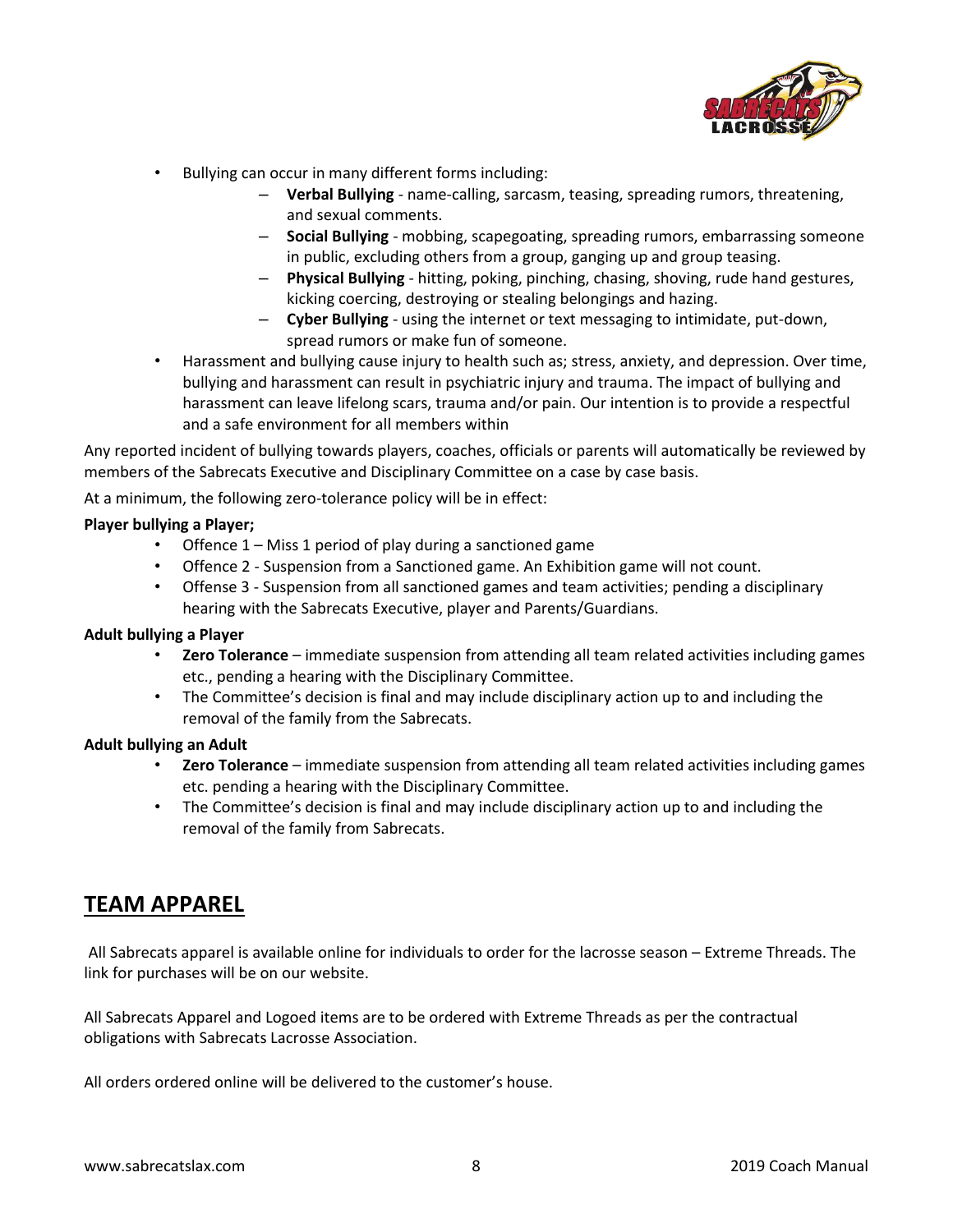- Bullying can occur in many different forms including:
  - **Verbal Bullying** - name-calling, sarcasm, teasing, spreading rumors, threatening, and sexual comments.
  - **Social Bullying** - mobbing, scapegoating, spreading rumors, embarrassing someone in public, excluding others from a group, ganging up and group teasing.
  - **Physical Bullying** - hitting, poking, pinching, chasing, shoving, rude hand gestures, kicking coercing, destroying or stealing belongings and hazing.
  - **Cyber Bullying** - using the internet or text messaging to intimidate, put-down, spread rumors or make fun of someone.
- Harassment and bullying cause injury to health such as; stress, anxiety, and depression. Over time, bullying and harassment can result in psychiatric injury and trauma. The impact of bullying and harassment can leave lifelong scars, trauma and/or pain. Our intention is to provide a respectful and a safe environment for all members within

Any reported incident of bullying towards players, coaches, officials or parents will automatically be reviewed by members of the Sabrecats Executive and Disciplinary Committee on a case by case basis.

At a minimum, the following zero-tolerance policy will be in effect:

**Player bullying a Player;**

- Offence 1 – Miss 1 period of play during a sanctioned game
- Offence 2 - Suspension from a Sanctioned game. An Exhibition game will not count.
- Offense 3 - Suspension from all sanctioned games and team activities; pending a disciplinary hearing with the Sabrecats Executive, player and Parents/Guardians.

**Adult bullying a Player**

- **Zero Tolerance** – immediate suspension from attending all team related activities including games etc., pending a hearing with the Disciplinary Committee.
- The Committee's decision is final and may include disciplinary action up to and including the removal of the family from the Sabrecats.

**Adult bullying an Adult**

- **Zero Tolerance** – immediate suspension from attending all team related activities including games etc. pending a hearing with the Disciplinary Committee.
- The Committee's decision is final and may include disciplinary action up to and including the removal of the family from Sabrecats.

## TEAM APPAREL

All Sabrecats apparel is available online for individuals to order for the lacrosse season – Extreme Threads. The link for purchases will be on our website.

All Sabrecats Apparel and Logoed items are to be ordered with Extreme Threads as per the contractual obligations with Sabrecats Lacrosse Association.

All orders ordered online will be delivered to the customer's house.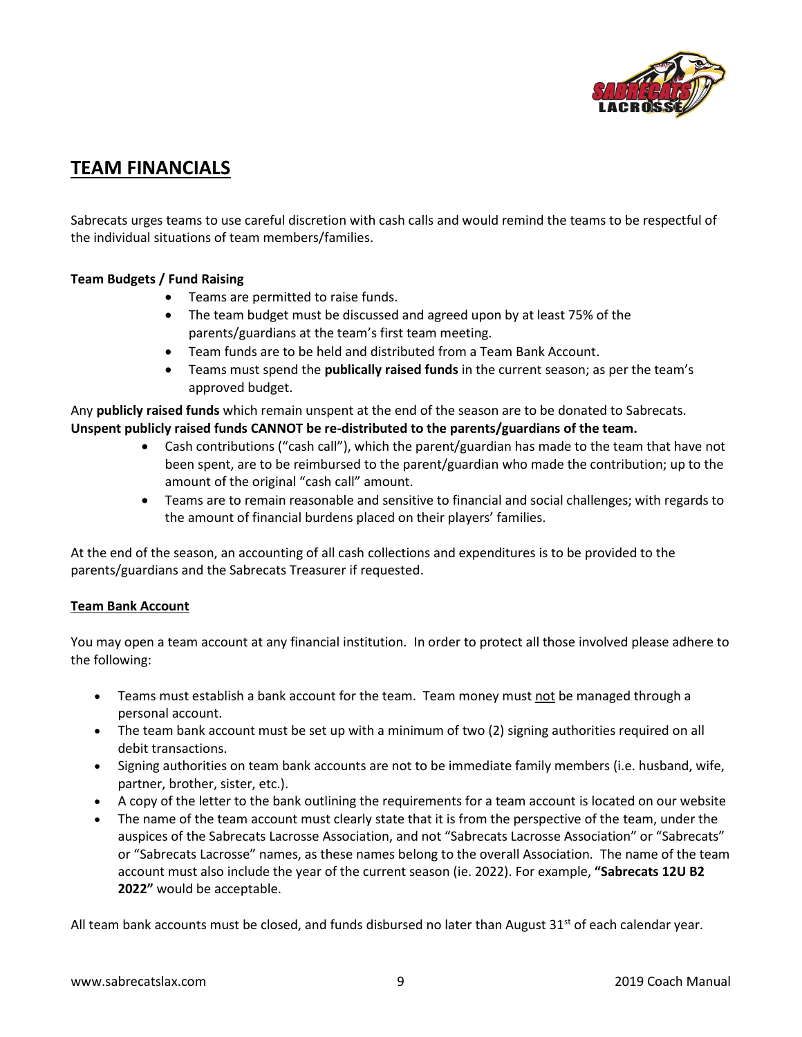# TEAM FINANCIALS

Sabrecats urges teams to use careful discretion with cash calls and would remind the teams to be respectful of the individual situations of team members/families.

**Team Budgets / Fund Raising**

- Teams are permitted to raise funds.
- The team budget must be discussed and agreed upon by at least 75% of the parents/guardians at the team's first team meeting.
- Team funds are to be held and distributed from a Team Bank Account.
- Teams must spend the **publically raised funds** in the current season; as per the team's approved budget.

Any **publicly raised funds** which remain unspent at the end of the season are to be donated to Sabrecats. **Unspent publicly raised funds CANNOT be re-distributed to the parents/guardians of the team.**

- Cash contributions ("cash call"), which the parent/guardian has made to the team that have not been spent, are to be reimbursed to the parent/guardian who made the contribution; up to the amount of the original "cash call" amount.
- Teams are to remain reasonable and sensitive to financial and social challenges; with regards to the amount of financial burdens placed on their players' families.

At the end of the season, an accounting of all cash collections and expenditures is to be provided to the parents/guardians and the Sabrecats Treasurer if requested.

**Team Bank Account**

You may open a team account at any financial institution. In order to protect all those involved please adhere to the following:

- Teams must establish a bank account for the team. Team money must not be managed through a personal account.
- The team bank account must be set up with a minimum of two (2) signing authorities required on all debit transactions.
- Signing authorities on team bank accounts are not to be immediate family members (i.e. husband, wife, partner, brother, sister, etc.).
- A copy of the letter to the bank outlining the requirements for a team account is located on our website
- The name of the team account must clearly state that it is from the perspective of the team, under the auspices of the Sabrecats Lacrosse Association, and not "Sabrecats Lacrosse Association" or "Sabrecats" or "Sabrecats Lacrosse" names, as these names belong to the overall Association. The name of the team account must also include the year of the current season (ie. 2022). For example, **"Sabrecats 12U B2 2022"** would be acceptable.

All team bank accounts must be closed, and funds disbursed no later than August 31st of each calendar year.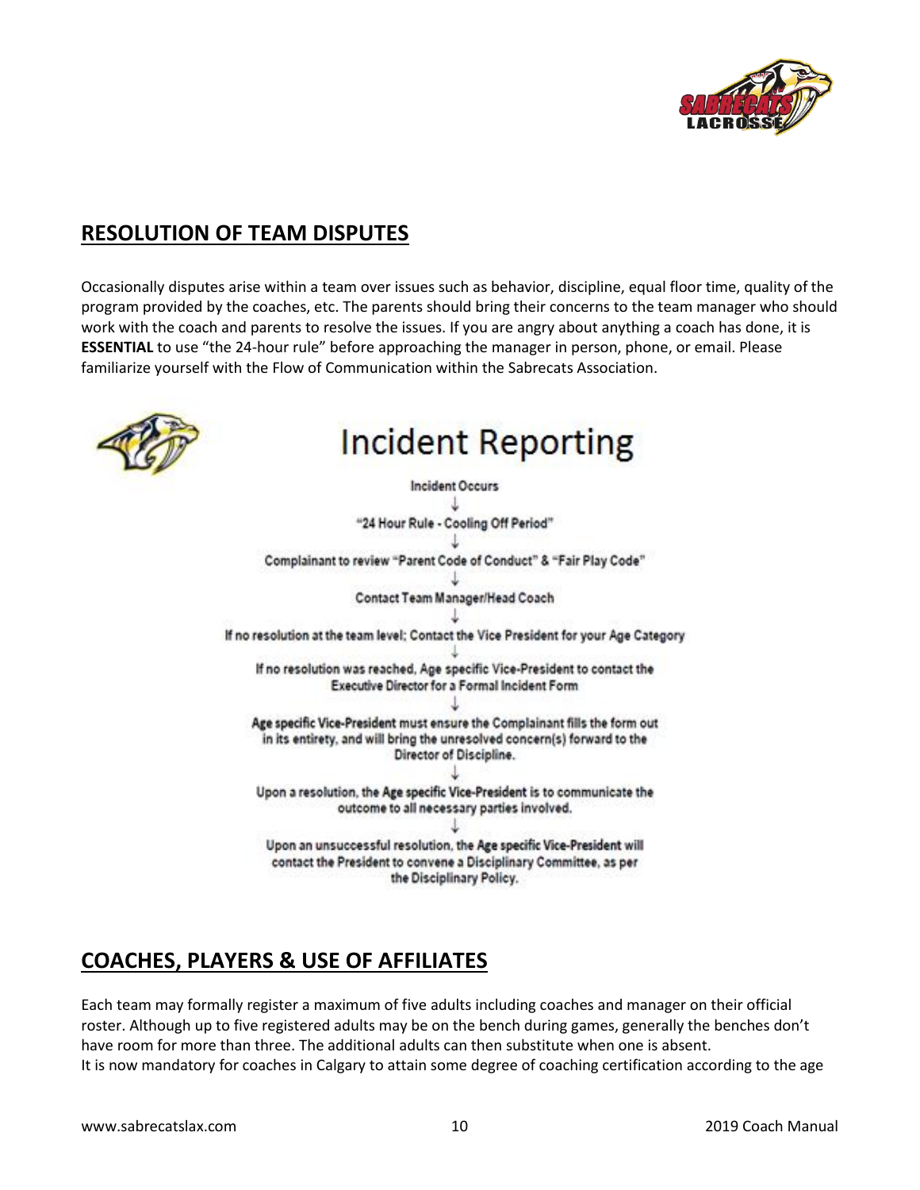## RESOLUTION OF TEAM DISPUTES

Occasionally disputes arise within a team over issues such as behavior, discipline, equal floor time, quality of the program provided by the coaches, etc. The parents should bring their concerns to the team manager who should work with the coach and parents to resolve the issues. If you are angry about anything a coach has done, it is **ESSENTIAL** to use "the 24-hour rule" before approaching the manager in person, phone, or email. Please familiarize yourself with the Flow of Communication within the Sabrecats Association.

# Incident Reporting

Incident Occurs

↓

"24 Hour Rule - Cooling Off Period"

↓

Complainant to review "Parent Code of Conduct" & "Fair Play Code"

↓

Contact Team Manager/Head Coach

↓

If no resolution at the team level; Contact the Vice President for your Age Category

↓

If no resolution was reached, Age specific Vice-President to contact the Executive Director for a Formal Incident Form

↓

Age specific Vice-President must ensure the Complainant fills the form out in its entirety, and will bring the unresolved concern(s) forward to the Director of Discipline.

↓

Upon a resolution, the Age specific Vice-President is to communicate the outcome to all necessary parties involved.

↓

Upon an unsuccessful resolution, the Age specific Vice-President will contact the President to convene a Disciplinary Committee, as per the Disciplinary Policy.

## COACHES, PLAYERS & USE OF AFFILIATES

Each team may formally register a maximum of five adults including coaches and manager on their official roster. Although up to five registered adults may be on the bench during games, generally the benches don't have room for more than three. The additional adults can then substitute when one is absent.

It is now mandatory for coaches in Calgary to attain some degree of coaching certification according to the age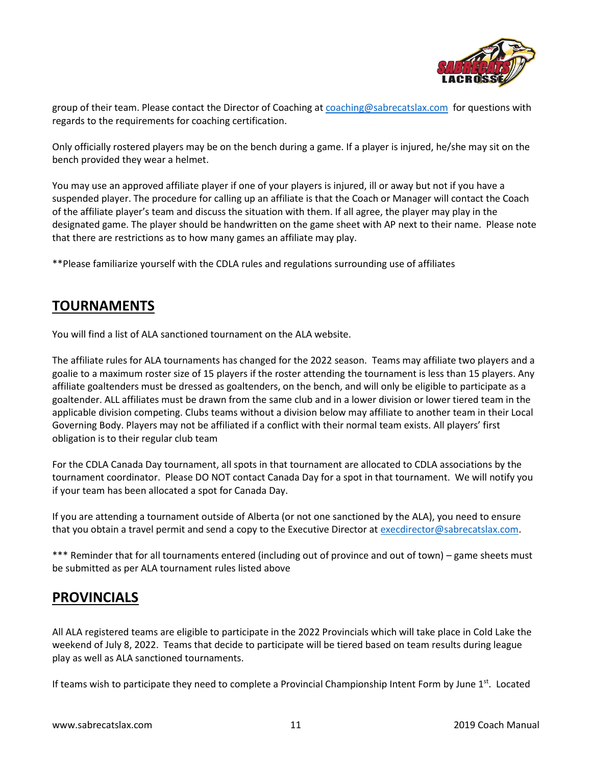group of their team. Please contact the Director of Coaching at coaching@sabrecatslax.com for questions with regards to the requirements for coaching certification.

Only officially rostered players may be on the bench during a game. If a player is injured, he/she may sit on the bench provided they wear a helmet.

You may use an approved affiliate player if one of your players is injured, ill or away but not if you have a suspended player. The procedure for calling up an affiliate is that the Coach or Manager will contact the Coach of the affiliate player's team and discuss the situation with them. If all agree, the player may play in the designated game. The player should be handwritten on the game sheet with AP next to their name. Please note that there are restrictions as to how many games an affiliate may play.

**Please familiarize yourself with the CDLA rules and regulations surrounding use of affiliates

## TOURNAMENTS

You will find a list of ALA sanctioned tournament on the ALA website.

The affiliate rules for ALA tournaments has changed for the 2022 season. Teams may affiliate two players and a goalie to a maximum roster size of 15 players if the roster attending the tournament is less than 15 players. Any affiliate goaltenders must be dressed as goaltenders, on the bench, and will only be eligible to participate as a goaltender. ALL affiliates must be drawn from the same club and in a lower division or lower tiered team in the applicable division competing. Clubs teams without a division below may affiliate to another team in their Local Governing Body. Players may not be affiliated if a conflict with their normal team exists. All players' first obligation is to their regular club team

For the CDLA Canada Day tournament, all spots in that tournament are allocated to CDLA associations by the tournament coordinator. Please DO NOT contact Canada Day for a spot in that tournament. We will notify you if your team has been allocated a spot for Canada Day.

If you are attending a tournament outside of Alberta (or not one sanctioned by the ALA), you need to ensure that you obtain a travel permit and send a copy to the Executive Director at execdirector@sabrecatslax.com.

*** Reminder that for all tournaments entered (including out of province and out of town) – game sheets must be submitted as per ALA tournament rules listed above

## PROVINCIALS

All ALA registered teams are eligible to participate in the 2022 Provincials which will take place in Cold Lake the weekend of July 8, 2022. Teams that decide to participate will be tiered based on team results during league play as well as ALA sanctioned tournaments.

If teams wish to participate they need to complete a Provincial Championship Intent Form by June 1st. Located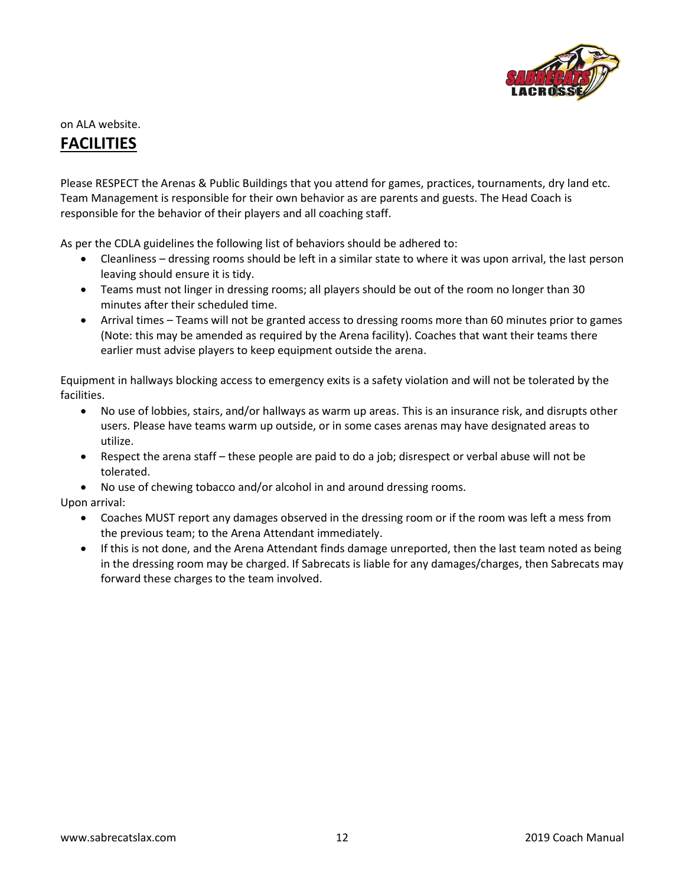on ALA website.

## FACILITIES

Please RESPECT the Arenas & Public Buildings that you attend for games, practices, tournaments, dry land etc. Team Management is responsible for their own behavior as are parents and guests. The Head Coach is responsible for the behavior of their players and all coaching staff.

As per the CDLA guidelines the following list of behaviors should be adhered to:

- Cleanliness – dressing rooms should be left in a similar state to where it was upon arrival, the last person leaving should ensure it is tidy.
- Teams must not linger in dressing rooms; all players should be out of the room no longer than 30 minutes after their scheduled time.
- Arrival times – Teams will not be granted access to dressing rooms more than 60 minutes prior to games (Note: this may be amended as required by the Arena facility). Coaches that want their teams there earlier must advise players to keep equipment outside the arena.

Equipment in hallways blocking access to emergency exits is a safety violation and will not be tolerated by the facilities.

- No use of lobbies, stairs, and/or hallways as warm up areas. This is an insurance risk, and disrupts other users. Please have teams warm up outside, or in some cases arenas may have designated areas to utilize.
- Respect the arena staff – these people are paid to do a job; disrespect or verbal abuse will not be tolerated.
- No use of chewing tobacco and/or alcohol in and around dressing rooms.

Upon arrival:

- Coaches MUST report any damages observed in the dressing room or if the room was left a mess from the previous team; to the Arena Attendant immediately.
- If this is not done, and the Arena Attendant finds damage unreported, then the last team noted as being in the dressing room may be charged. If Sabrecats is liable for any damages/charges, then Sabrecats may forward these charges to the team involved.